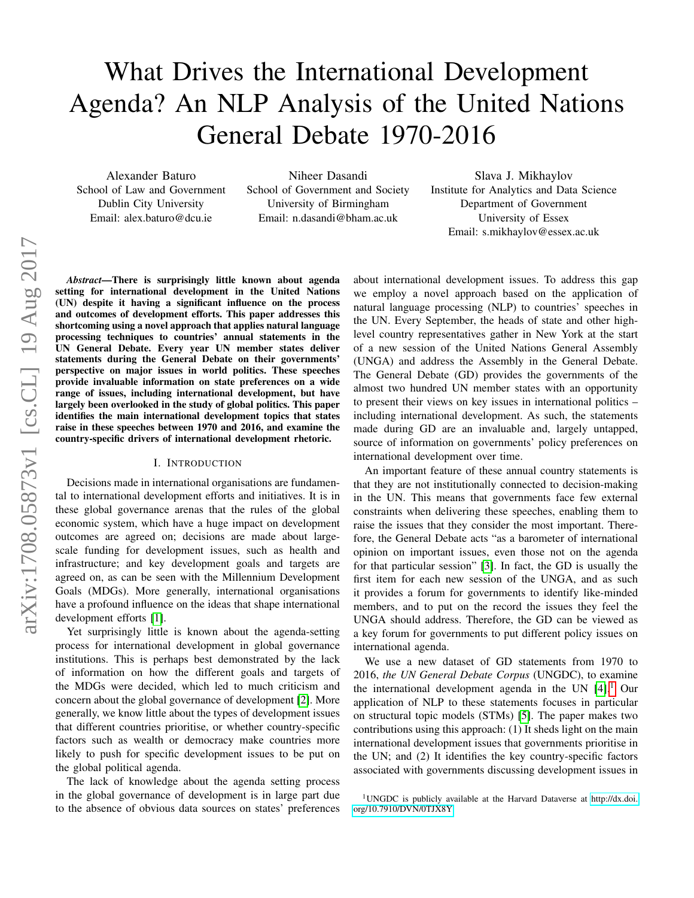# What Drives the International Development Agenda? An NLP Analysis of the United Nations General Debate 1970-2016

Alexander Baturo
School of Law and Government
Dublin City University
Email: alex.baturo@dcu.ie

Niheer Dasandi
School of Government and Society
University of Birmingham
Email: n.dasandi@bham.ac.uk

Slava J. Mikhaylov
Institute for Analytics and Data Science
Department of Government
University of Essex
Email: s.mikhaylov@essex.ac.uk

***Abstract*—There is surprisingly little known about agenda setting for international development in the United Nations (UN) despite it having a significant influence on the process and outcomes of development efforts. This paper addresses this shortcoming using a novel approach that applies natural language processing techniques to countries' annual statements in the UN General Debate. Every year UN member states deliver statements during the General Debate on their governments' perspective on major issues in world politics. These speeches provide invaluable information on state preferences on a wide range of issues, including international development, but have largely been overlooked in the study of global politics. This paper identifies the main international development topics that states raise in these speeches between 1970 and 2016, and examine the country-specific drivers of international development rhetoric.**

## I. Introduction

Decisions made in international organisations are fundamental to international development efforts and initiatives. It is in these global governance arenas that the rules of the global economic system, which have a huge impact on development outcomes are agreed on; decisions are made about large-scale funding for development issues, such as health and infrastructure; and key development goals and targets are agreed on, as can be seen with the Millennium Development Goals (MDGs). More generally, international organisations have a profound influence on the ideas that shape international development efforts [1].

Yet surprisingly little is known about the agenda-setting process for international development in global governance institutions. This is perhaps best demonstrated by the lack of information on how the different goals and targets of the MDGs were decided, which led to much criticism and concern about the global governance of development [2]. More generally, we know little about the types of development issues that different countries prioritise, or whether country-specific factors such as wealth or democracy make countries more likely to push for specific development issues to be put on the global political agenda.

The lack of knowledge about the agenda setting process in the global governance of development is in large part due to the absence of obvious data sources on states' preferences about international development issues. To address this gap we employ a novel approach based on the application of natural language processing (NLP) to countries' speeches in the UN. Every September, the heads of state and other high-level country representatives gather in New York at the start of a new session of the United Nations General Assembly (UNGA) and address the Assembly in the General Debate. The General Debate (GD) provides the governments of the almost two hundred UN member states with an opportunity to present their views on key issues in international politics – including international development. As such, the statements made during GD are an invaluable and, largely untapped, source of information on governments' policy preferences on international development over time.

An important feature of these annual country statements is that they are not institutionally connected to decision-making in the UN. This means that governments face few external constraints when delivering these speeches, enabling them to raise the issues that they consider the most important. Therefore, the General Debate acts "as a barometer of international opinion on important issues, even those not on the agenda for that particular session" [3]. In fact, the GD is usually the first item for each new session of the UNGA, and as such it provides a forum for governments to identify like-minded members, and to put on the record the issues they feel the UNGA should address. Therefore, the GD can be viewed as a key forum for governments to put different policy issues on international agenda.

We use a new dataset of GD statements from 1970 to 2016, *the UN General Debate Corpus* (UNGDC), to examine the international development agenda in the UN [4].[1] Our application of NLP to these statements focuses in particular on structural topic models (STMs) [5]. The paper makes two contributions using this approach: (1) It sheds light on the main international development issues that governments prioritise in the UN; and (2) It identifies the key country-specific factors associated with governments discussing development issues in

[1] UNGDC is publicly available at the Harvard Dataverse at http://dx.doi.org/10.7910/DVN/0TJX8Y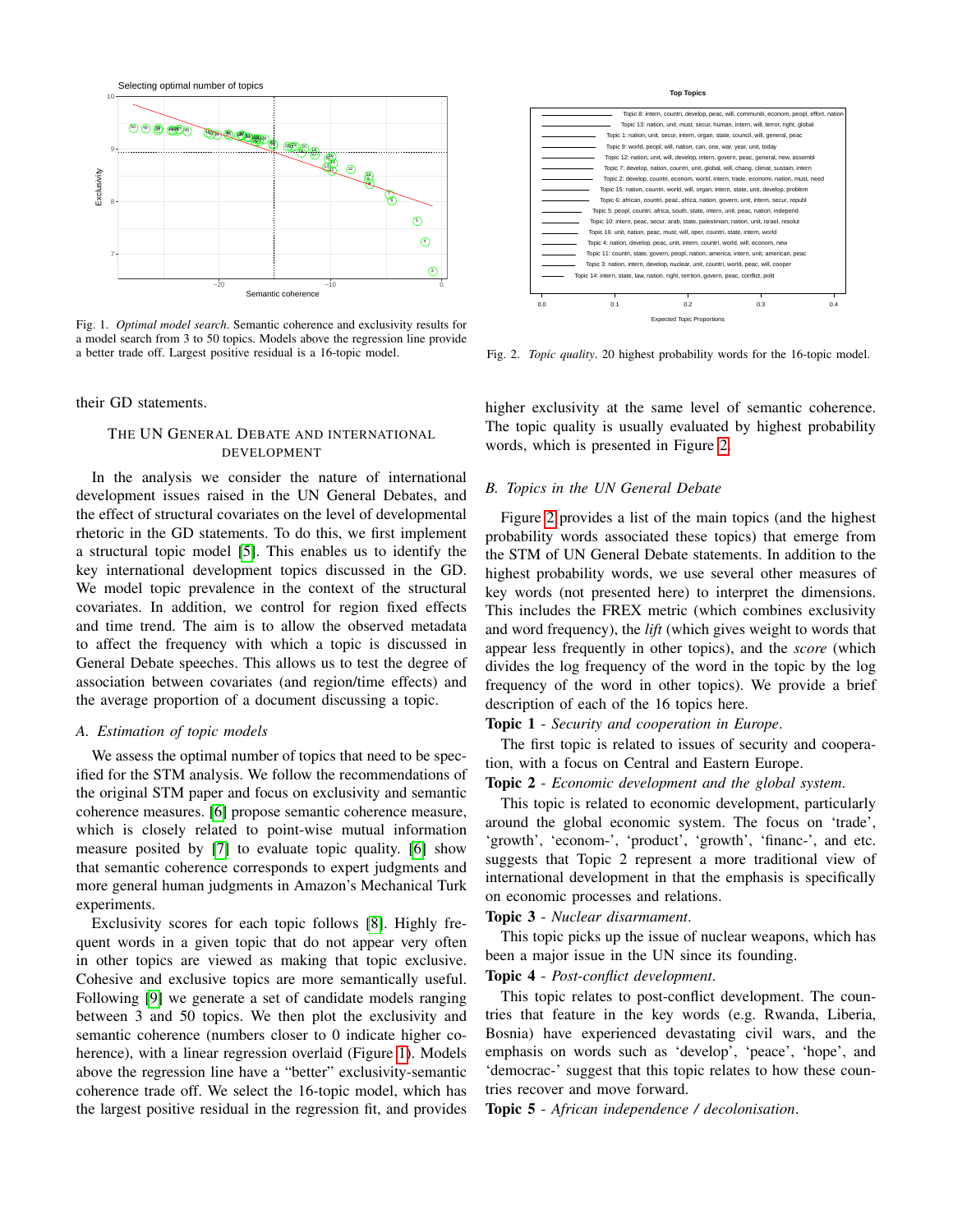Fig. 1. *Optimal model search*. Semantic coherence and exclusivity results for a model search from 3 to 50 topics. Models above the regression line provide a better trade off. Largest positive residual is a 16-topic model.

Fig. 2. *Topic quality*. 20 highest probability words for the 16-topic model.

their GD statements.

## THE UN GENERAL DEBATE AND INTERNATIONAL DEVELOPMENT

In the analysis we consider the nature of international development issues raised in the UN General Debates, and the effect of structural covariates on the level of developmental rhetoric in the GD statements. To do this, we first implement a structural topic model [5]. This enables us to identify the key international development topics discussed in the GD. We model topic prevalence in the context of the structural covariates. In addition, we control for region fixed effects and time trend. The aim is to allow the observed metadata to affect the frequency with which a topic is discussed in General Debate speeches. This allows us to test the degree of association between covariates (and region/time effects) and the average proportion of a document discussing a topic.

### A. Estimation of topic models

We assess the optimal number of topics that need to be specified for the STM analysis. We follow the recommendations of the original STM paper and focus on exclusivity and semantic coherence measures. [6] propose semantic coherence measure, which is closely related to point-wise mutual information measure posited by [7] to evaluate topic quality. [6] show that semantic coherence corresponds to expert judgments and more general human judgments in Amazon's Mechanical Turk experiments.

Exclusivity scores for each topic follows [8]. Highly frequent words in a given topic that do not appear very often in other topics are viewed as making that topic exclusive. Cohesive and exclusive topics are more semantically useful. Following [9] we generate a set of candidate models ranging between 3 and 50 topics. We then plot the exclusivity and semantic coherence (numbers closer to 0 indicate higher coherence), with a linear regression overlaid (Figure 1). Models above the regression line have a "better" exclusivity-semantic coherence trade off. We select the 16-topic model, which has the largest positive residual in the regression fit, and provides higher exclusivity at the same level of semantic coherence. The topic quality is usually evaluated by highest probability words, which is presented in Figure 2.

### B. Topics in the UN General Debate

Figure 2 provides a list of the main topics (and the highest probability words associated these topics) that emerge from the STM of UN General Debate statements. In addition to the highest probability words, we use several other measures of key words (not presented here) to interpret the dimensions. This includes the FREX metric (which combines exclusivity and word frequency), the *lift* (which gives weight to words that appear less frequently in other topics), and the *score* (which divides the log frequency of the word in the topic by the log frequency of the word in other topics). We provide a brief description of each of the 16 topics here.

**Topic 1** - *Security and cooperation in Europe*.

The first topic is related to issues of security and cooperation, with a focus on Central and Eastern Europe.

**Topic 2** - *Economic development and the global system*.

This topic is related to economic development, particularly around the global economic system. The focus on 'trade', 'growth', 'econom-', 'product', 'growth', 'financ-', and etc. suggests that Topic 2 represent a more traditional view of international development in that the emphasis is specifically on economic processes and relations.

**Topic 3** - *Nuclear disarmament*.

This topic picks up the issue of nuclear weapons, which has been a major issue in the UN since its founding.

**Topic 4** - *Post-conflict development*.

This topic relates to post-conflict development. The countries that feature in the key words (e.g. Rwanda, Liberia, Bosnia) have experienced devastating civil wars, and the emphasis on words such as 'develop', 'peace', 'hope', and 'democrac-' suggest that this topic relates to how these countries recover and move forward.

**Topic 5** - *African independence / decolonisation*.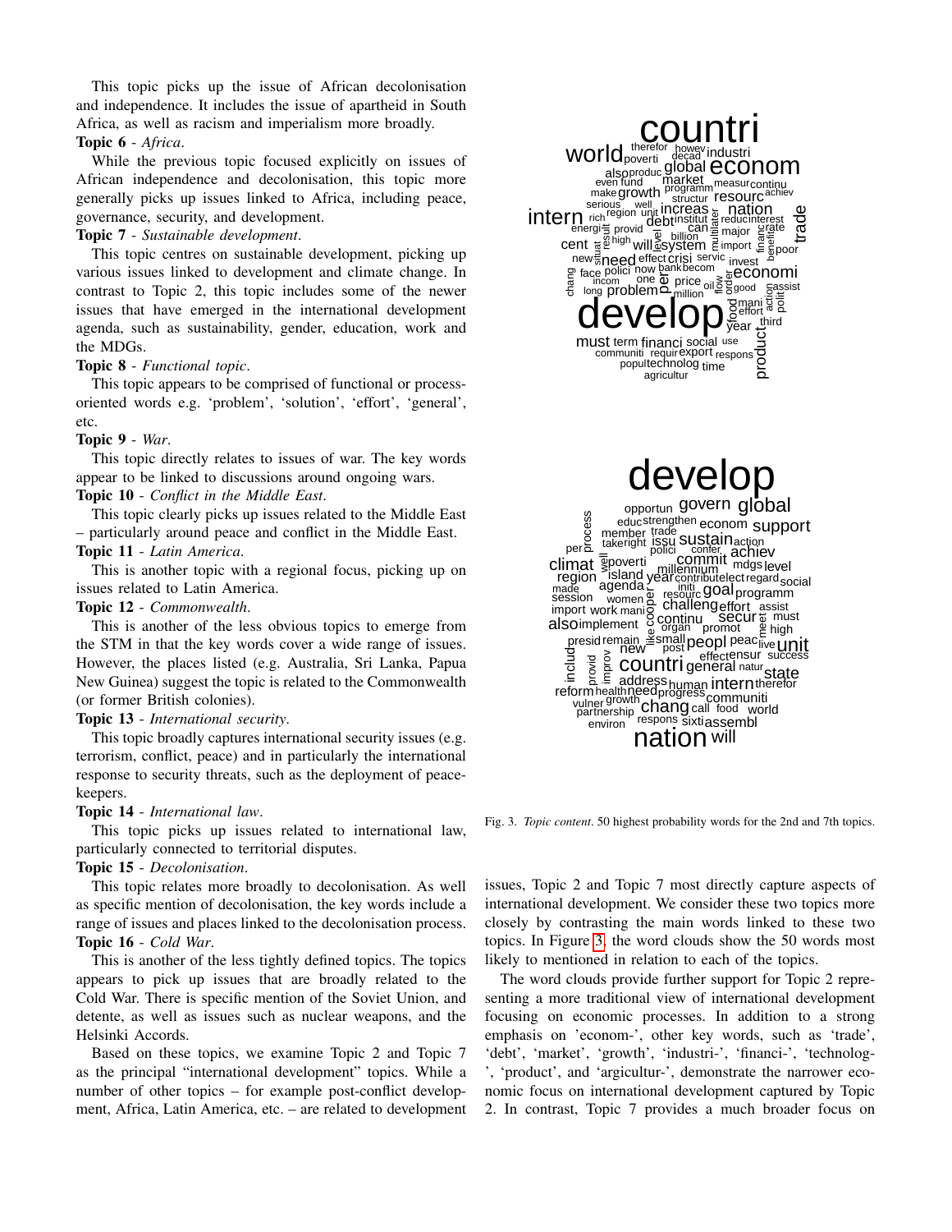This topic picks up the issue of African decolonisation and independence. It includes the issue of apartheid in South Africa, as well as racism and imperialism more broadly.

**Topic 6** - *Africa*.

While the previous topic focused explicitly on issues of African independence and decolonisation, this topic more generally picks up issues linked to Africa, including peace, governance, security, and development.

**Topic 7** - *Sustainable development*.

This topic centres on sustainable development, picking up various issues linked to development and climate change. In contrast to Topic 2, this topic includes some of the newer issues that have emerged in the international development agenda, such as sustainability, gender, education, work and the MDGs.

**Topic 8** - *Functional topic*.

This topic appears to be comprised of functional or process-oriented words e.g. 'problem', 'solution', 'effort', 'general', etc.

**Topic 9** - *War*.

This topic directly relates to issues of war. The key words appear to be linked to discussions around ongoing wars.

**Topic 10** - *Conflict in the Middle East*.

This topic clearly picks up issues related to the Middle East – particularly around peace and conflict in the Middle East.

**Topic 11** - *Latin America*.

This is another topic with a regional focus, picking up on issues related to Latin America.

**Topic 12** - *Commonwealth*.

This is another of the less obvious topics to emerge from the STM in that the key words cover a wide range of issues. However, the places listed (e.g. Australia, Sri Lanka, Papua New Guinea) suggest the topic is related to the Commonwealth (or former British colonies).

**Topic 13** - *International security*.

This topic broadly captures international security issues (e.g. terrorism, conflict, peace) and in particularly the international response to security threats, such as the deployment of peace-keepers.

**Topic 14** - *International law*.

This topic picks up issues related to international law, particularly connected to territorial disputes.

**Topic 15** - *Decolonisation*.

This topic relates more broadly to decolonisation. As well as specific mention of decolonisation, the key words include a range of issues and places linked to the decolonisation process.

**Topic 16** - *Cold War*.

This is another of the less tightly defined topics. The topics appears to pick up issues that are broadly related to the Cold War. There is specific mention of the Soviet Union, and detente, as well as issues such as nuclear weapons, and the Helsinki Accords.

Based on these topics, we examine Topic 2 and Topic 7 as the principal "international development" topics. While a number of other topics – for example post-conflict development, Africa, Latin America, etc. – are related to development issues, Topic 2 and Topic 7 most directly capture aspects of international development. We consider these two topics more closely by contrasting the main words linked to these two topics. In Figure 3, the word clouds show the 50 words most likely to mentioned in relation to each of the topics.

Fig. 3. *Topic content*. 50 highest probability words for the 2nd and 7th topics.

The word clouds provide further support for Topic 2 representing a more traditional view of international development focusing on economic processes. In addition to a strong emphasis on 'econom-', other key words, such as 'trade', 'debt', 'market', 'growth', 'industri-', 'financi-', 'technolog-', 'product', and 'argicultur-', demonstrate the narrower economic focus on international development captured by Topic 2. In contrast, Topic 7 provides a much broader focus on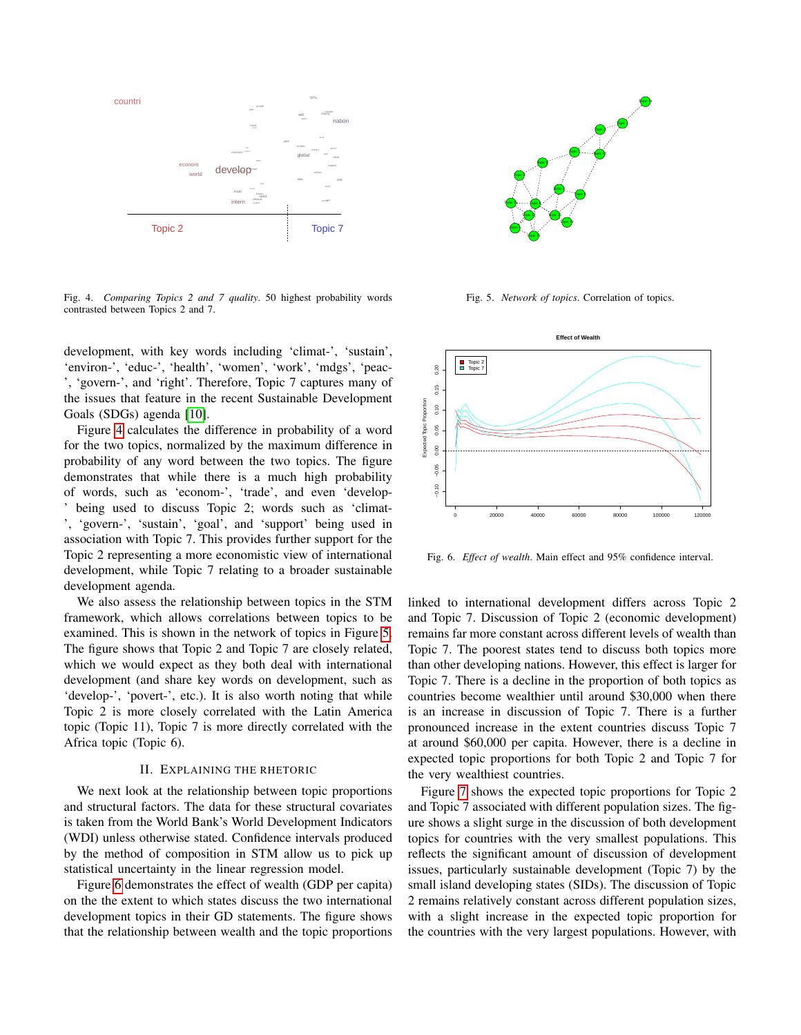Fig. 4. *Comparing Topics 2 and 7 quality*. 50 highest probability words contrasted between Topics 2 and 7.

Fig. 5. *Network of topics*. Correlation of topics.

Fig. 6. *Effect of wealth*. Main effect and 95% confidence interval.

development, with key words including 'climat-', 'sustain', 'environ-', 'educ-', 'health', 'women', 'work', 'mdgs', 'peac-', 'govern-', and 'right'. Therefore, Topic 7 captures many of the issues that feature in the recent Sustainable Development Goals (SDGs) agenda [10].

Figure 4 calculates the difference in probability of a word for the two topics, normalized by the maximum difference in probability of any word between the two topics. The figure demonstrates that while there is a much high probability of words, such as 'econom-', 'trade', and even 'develop-' being used to discuss Topic 2; words such as 'climat-', 'govern-', 'sustain', 'goal', and 'support' being used in association with Topic 7. This provides further support for the Topic 2 representing a more economistic view of international development, while Topic 7 relating to a broader sustainable development agenda.

We also assess the relationship between topics in the STM framework, which allows correlations between topics to be examined. This is shown in the network of topics in Figure 5. The figure shows that Topic 2 and Topic 7 are closely related, which we would expect as they both deal with international development (and share key words on development, such as 'develop-', 'povert-', etc.). It is also worth noting that while Topic 2 is more closely correlated with the Latin America topic (Topic 11), Topic 7 is more directly correlated with the Africa topic (Topic 6).

## II. Explaining the Rhetoric

We next look at the relationship between topic proportions and structural factors. The data for these structural covariates is taken from the World Bank's World Development Indicators (WDI) unless otherwise stated. Confidence intervals produced by the method of composition in STM allow us to pick up statistical uncertainty in the linear regression model.

Figure 6 demonstrates the effect of wealth (GDP per capita) on the the extent to which states discuss the two international development topics in their GD statements. The figure shows that the relationship between wealth and the topic proportions linked to international development differs across Topic 2 and Topic 7. Discussion of Topic 2 (economic development) remains far more constant across different levels of wealth than Topic 7. The poorest states tend to discuss both topics more than other developing nations. However, this effect is larger for Topic 7. There is a decline in the proportion of both topics as countries become wealthier until around \$30,000 when there is an increase in discussion of Topic 7. There is a further pronounced increase in the extent countries discuss Topic 7 at around \$60,000 per capita. However, there is a decline in expected topic proportions for both Topic 2 and Topic 7 for the very wealthiest countries.

Figure 7 shows the expected topic proportions for Topic 2 and Topic 7 associated with different population sizes. The figure shows a slight surge in the discussion of both development topics for countries with the very smallest populations. This reflects the significant amount of discussion of development issues, particularly sustainable development (Topic 7) by the small island developing states (SIDs). The discussion of Topic 2 remains relatively constant across different population sizes, with a slight increase in the expected topic proportion for the countries with the very largest populations. However, with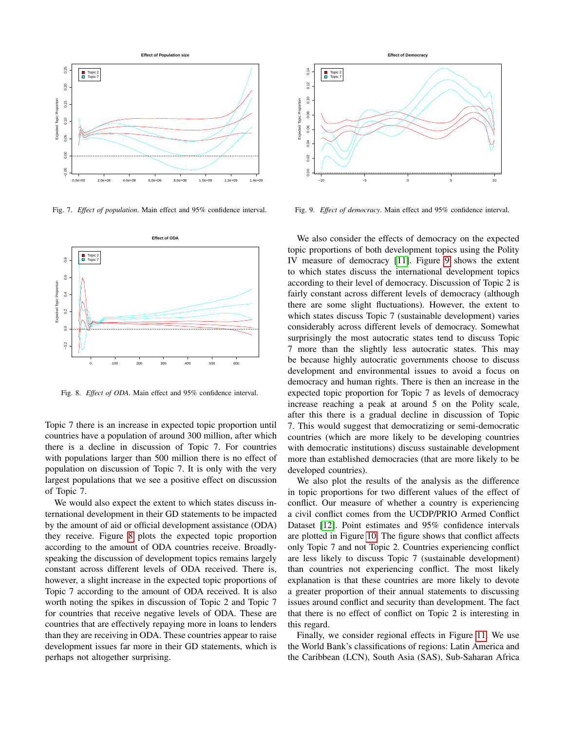Fig. 7. *Effect of population*. Main effect and 95% confidence interval.

Fig. 8. *Effect of ODA*. Main effect and 95% confidence interval.

Topic 7 there is an increase in expected topic proportion until countries have a population of around 300 million, after which there is a decline in discussion of Topic 7. For countries with populations larger than 500 million there is no effect of population on discussion of Topic 7. It is only with the very largest populations that we see a positive effect on discussion of Topic 7.

We would also expect the extent to which states discuss international development in their GD statements to be impacted by the amount of aid or official development assistance (ODA) they receive. Figure 8 plots the expected topic proportion according to the amount of ODA countries receive. Broadly-speaking the discussion of development topics remains largely constant across different levels of ODA received. There is, however, a slight increase in the expected topic proportions of Topic 7 according to the amount of ODA received. It is also worth noting the spikes in discussion of Topic 2 and Topic 7 for countries that receive negative levels of ODA. These are countries that are effectively repaying more in loans to lenders than they are receiving in ODA. These countries appear to raise development issues far more in their GD statements, which is perhaps not altogether surprising.

Fig. 9. *Effect of democracy*. Main effect and 95% confidence interval.

We also consider the effects of democracy on the expected topic proportions of both development topics using the Polity IV measure of democracy [11]. Figure 9 shows the extent to which states discuss the international development topics according to their level of democracy. Discussion of Topic 2 is fairly constant across different levels of democracy (although there are some slight fluctuations). However, the extent to which states discuss Topic 7 (sustainable development) varies considerably across different levels of democracy. Somewhat surprisingly the most autocratic states tend to discuss Topic 7 more than the slightly less autocratic states. This may be because highly autocratic governments choose to discuss development and environmental issues to avoid a focus on democracy and human rights. There is then an increase in the expected topic proportion for Topic 7 as levels of democracy increase reaching a peak at around 5 on the Polity scale, after this there is a gradual decline in discussion of Topic 7. This would suggest that democratizing or semi-democratic countries (which are more likely to be developing countries with democratic institutions) discuss sustainable development more than established democracies (that are more likely to be developed countries).

We also plot the results of the analysis as the difference in topic proportions for two different values of the effect of conflict. Our measure of whether a country is experiencing a civil conflict comes from the UCDP/PRIO Armed Conflict Dataset [12]. Point estimates and 95% confidence intervals are plotted in Figure 10. The figure shows that conflict affects only Topic 7 and not Topic 2. Countries experiencing conflict are less likely to discuss Topic 7 (sustainable development) than countries not experiencing conflict. The most likely explanation is that these countries are more likely to devote a greater proportion of their annual statements to discussing issues around conflict and security than development. The fact that there is no effect of conflict on Topic 2 is interesting in this regard.

Finally, we consider regional effects in Figure 11. We use the World Bank's classifications of regions: Latin America and the Caribbean (LCN), South Asia (SAS), Sub-Saharan Africa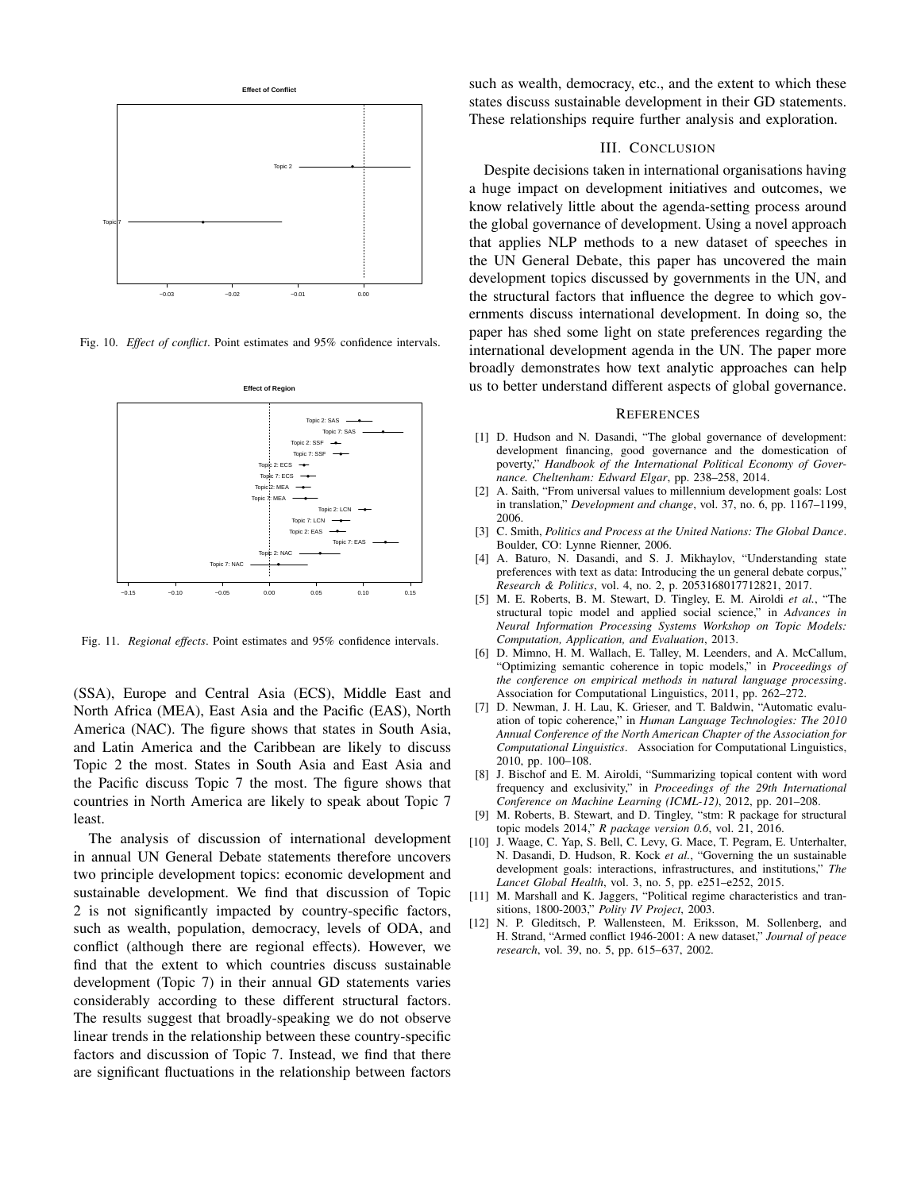Effect of Conflict

Topic 2

Topic 7

−0.03 −0.02 −0.01 0.00

Fig. 10. *Effect of conflict*. Point estimates and 95% confidence intervals.

Effect of Region

Topic 2: SAS
Topic 7: SAS
Topic 2: SSF
Topic 7: SSF
Topic 2: ECS
Topic 7: ECS
Topic 2: MEA
Topic 7: MEA
Topic 2: LCN
Topic 7: LCN
Topic 2: EAS
Topic 7: EAS
Topic 2: NAC
Topic 7: NAC

−0.15 −0.10 −0.05 0.00 0.05 0.10 0.15

Fig. 11. *Regional effects*. Point estimates and 95% confidence intervals.

(SSA), Europe and Central Asia (ECS), Middle East and North Africa (MEA), East Asia and the Pacific (EAS), North America (NAC). The figure shows that states in South Asia, and Latin America and the Caribbean are likely to discuss Topic 2 the most. States in South Asia and East Asia and the Pacific discuss Topic 7 the most. The figure shows that countries in North America are likely to speak about Topic 7 least.

The analysis of discussion of international development in annual UN General Debate statements therefore uncovers two principle development topics: economic development and sustainable development. We find that discussion of Topic 2 is not significantly impacted by country-specific factors, such as wealth, population, democracy, levels of ODA, and conflict (although there are regional effects). However, we find that the extent to which countries discuss sustainable development (Topic 7) in their annual GD statements varies considerably according to these different structural factors. The results suggest that broadly-speaking we do not observe linear trends in the relationship between these country-specific factors and discussion of Topic 7. Instead, we find that there are significant fluctuations in the relationship between factors such as wealth, democracy, etc., and the extent to which these states discuss sustainable development in their GD statements. These relationships require further analysis and exploration.

## III. Conclusion

Despite decisions taken in international organisations having a huge impact on development initiatives and outcomes, we know relatively little about the agenda-setting process around the global governance of development. Using a novel approach that applies NLP methods to a new dataset of speeches in the UN General Debate, this paper has uncovered the main development topics discussed by governments in the UN, and the structural factors that influence the degree to which governments discuss international development. In doing so, the paper has shed some light on state preferences regarding the international development agenda in the UN. The paper more broadly demonstrates how text analytic approaches can help us to better understand different aspects of global governance.

## References

[1] D. Hudson and N. Dasandi, "The global governance of development: development financing, good governance and the domestication of poverty," *Handbook of the International Political Economy of Governance. Cheltenham: Edward Elgar*, pp. 238–258, 2014.

[2] A. Saith, "From universal values to millennium development goals: Lost in translation," *Development and change*, vol. 37, no. 6, pp. 1167–1199, 2006.

[3] C. Smith, *Politics and Process at the United Nations: The Global Dance*. Boulder, CO: Lynne Rienner, 2006.

[4] A. Baturo, N. Dasandi, and S. J. Mikhaylov, "Understanding state preferences with text as data: Introducing the un general debate corpus," *Research & Politics*, vol. 4, no. 2, p. 2053168017712821, 2017.

[5] M. E. Roberts, B. M. Stewart, D. Tingley, E. M. Airoldi *et al.*, "The structural topic model and applied social science," in *Advances in Neural Information Processing Systems Workshop on Topic Models: Computation, Application, and Evaluation*, 2013.

[6] D. Mimno, H. M. Wallach, E. Talley, M. Leenders, and A. McCallum, "Optimizing semantic coherence in topic models," in *Proceedings of the conference on empirical methods in natural language processing*. Association for Computational Linguistics, 2011, pp. 262–272.

[7] D. Newman, J. H. Lau, K. Grieser, and T. Baldwin, "Automatic evaluation of topic coherence," in *Human Language Technologies: The 2010 Annual Conference of the North American Chapter of the Association for Computational Linguistics*. Association for Computational Linguistics, 2010, pp. 100–108.

[8] J. Bischof and E. M. Airoldi, "Summarizing topical content with word frequency and exclusivity," in *Proceedings of the 29th International Conference on Machine Learning (ICML-12)*, 2012, pp. 201–208.

[9] M. Roberts, B. Stewart, and D. Tingley, "stm: R package for structural topic models 2014," *R package version 0.6*, vol. 21, 2016.

[10] J. Waage, C. Yap, S. Bell, C. Levy, G. Mace, T. Pegram, E. Unterhalter, N. Dasandi, D. Hudson, R. Kock *et al.*, "Governing the un sustainable development goals: interactions, infrastructures, and institutions," *The Lancet Global Health*, vol. 3, no. 5, pp. e251–e252, 2015.

[11] M. Marshall and K. Jaggers, "Political regime characteristics and transitions, 1800-2003," *Polity IV Project*, 2003.

[12] N. P. Gleditsch, P. Wallensteen, M. Eriksson, M. Sollenberg, and H. Strand, "Armed conflict 1946-2001: A new dataset," *Journal of peace research*, vol. 39, no. 5, pp. 615–637, 2002.